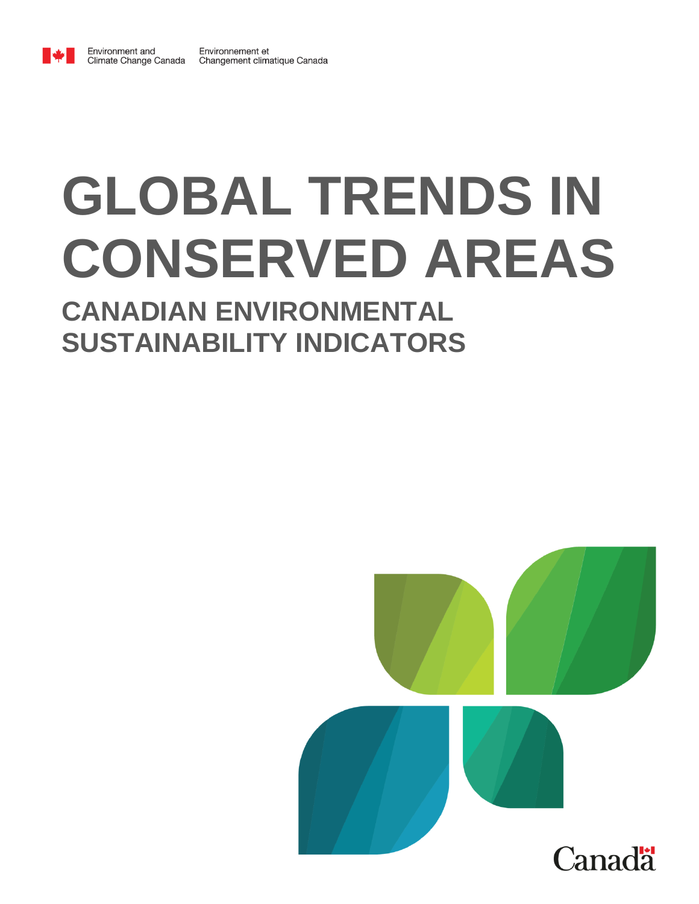Environment and Climate Change Canada | Environnement et Changement climatique Canada

# GLOBAL TRENDS IN CONSERVED AREAS

## CANADIAN ENVIRONMENTAL SUSTAINABILITY INDICATORS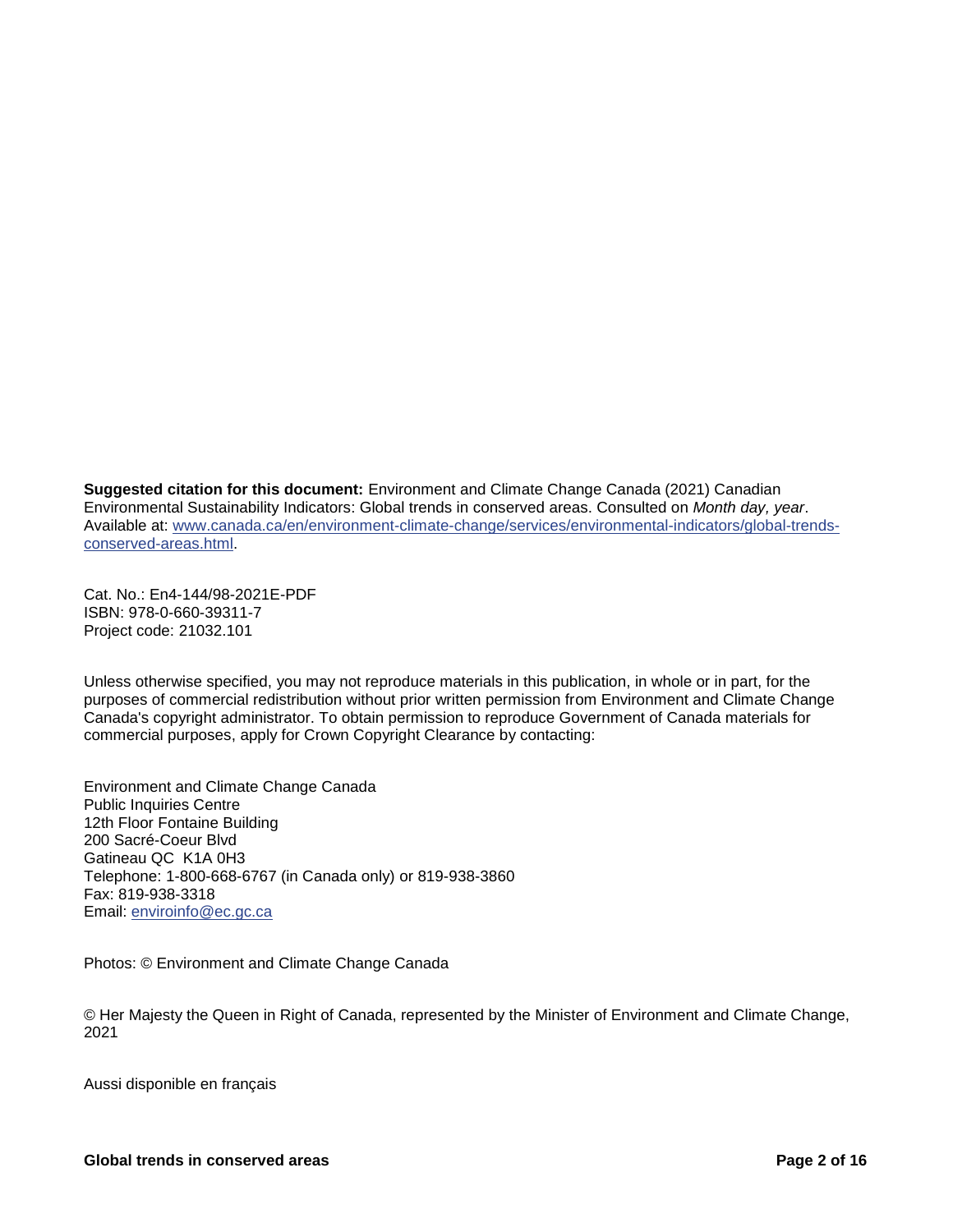**Suggested citation for this document:** Environment and Climate Change Canada (2021) Canadian Environmental Sustainability Indicators: Global trends in conserved areas. Consulted on *Month day, year*. Available at: [www.canada.ca/en/environment-climate-change/services/environmental-indicators/global-trends-conserved-areas.html](www.canada.ca/en/environment-climate-change/services/environmental-indicators/global-trends-conserved-areas.html).

Cat. No.: En4-144/98-2021E-PDF
ISBN: 978-0-660-39311-7
Project code: 21032.101

Unless otherwise specified, you may not reproduce materials in this publication, in whole or in part, for the purposes of commercial redistribution without prior written permission from Environment and Climate Change Canada's copyright administrator. To obtain permission to reproduce Government of Canada materials for commercial purposes, apply for Crown Copyright Clearance by contacting:

Environment and Climate Change Canada
Public Inquiries Centre
12th Floor Fontaine Building
200 Sacré-Coeur Blvd
Gatineau QC K1A 0H3
Telephone: 1-800-668-6767 (in Canada only) or 819-938-3860
Fax: 819-938-3318
Email: [enviroinfo@ec.gc.ca](mailto:enviroinfo@ec.gc.ca)

Photos: © Environment and Climate Change Canada

© Her Majesty the Queen in Right of Canada, represented by the Minister of Environment and Climate Change, 2021

Aussi disponible en français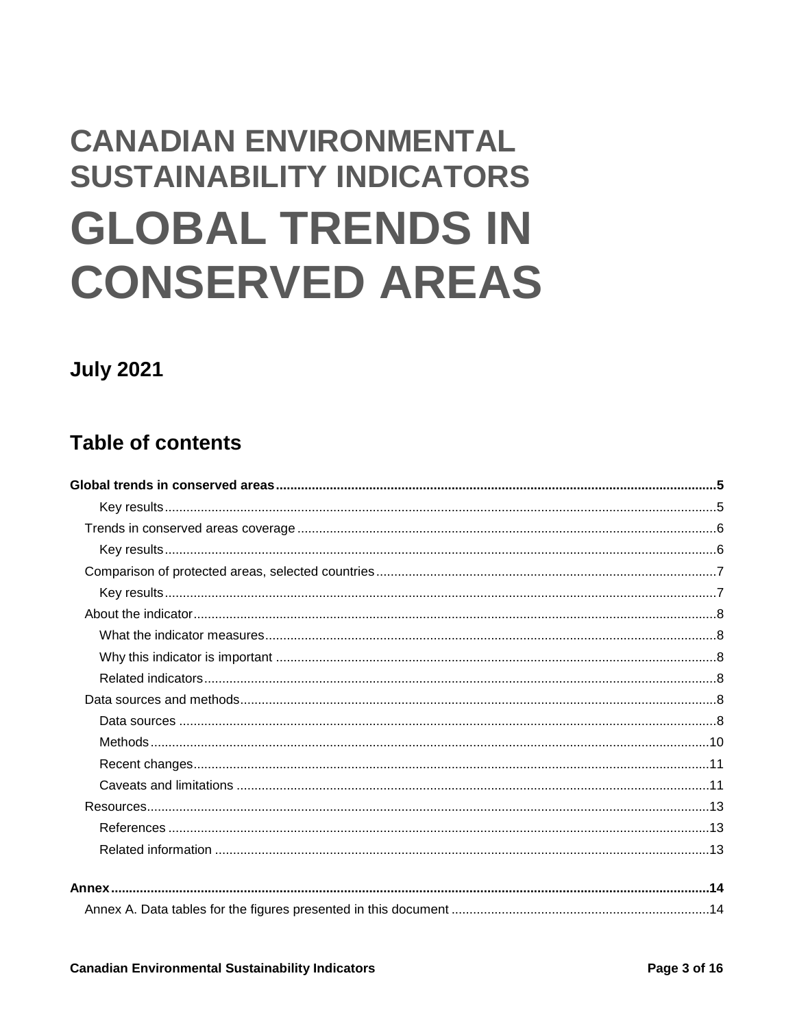# CANADIAN ENVIRONMENTAL SUSTAINABILITY INDICATORS

# GLOBAL TRENDS IN CONSERVED AREAS

**July 2021**

## Table of contents

**Global trends in conserved areas** .......... **5**
- Key results .......... 5

Trends in conserved areas coverage .......... 6
- Key results .......... 6

Comparison of protected areas, selected countries .......... 7
- Key results .......... 7

About the indicator .......... 8
- What the indicator measures .......... 8
- Why this indicator is important .......... 8
- Related indicators .......... 8

Data sources and methods .......... 8
- Data sources .......... 8
- Methods .......... 10
- Recent changes .......... 11
- Caveats and limitations .......... 11

Resources .......... 13
- References .......... 13
- Related information .......... 13

**Annex** .......... **14**

Annex A. Data tables for the figures presented in this document .......... 14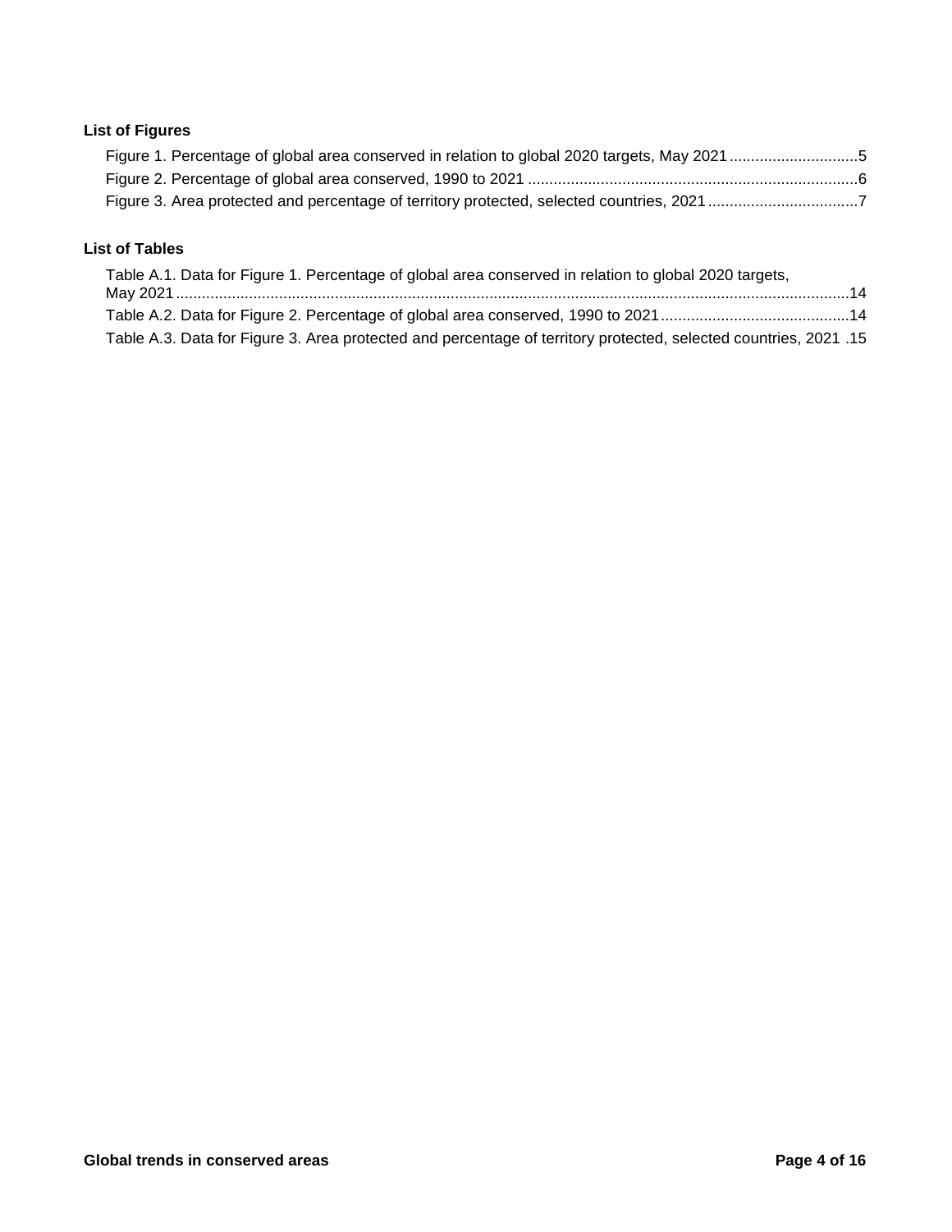### List of Figures

Figure 1. Percentage of global area conserved in relation to global 2020 targets, May 2021 ............................. 5
Figure 2. Percentage of global area conserved, 1990 to 2021 ............................. 6
Figure 3. Area protected and percentage of territory protected, selected countries, 2021 ............................. 7

### List of Tables

Table A.1. Data for Figure 1. Percentage of global area conserved in relation to global 2020 targets, May 2021 ............................. 14
Table A.2. Data for Figure 2. Percentage of global area conserved, 1990 to 2021 ............................. 14
Table A.3. Data for Figure 3. Area protected and percentage of territory protected, selected countries, 2021 ............................. 15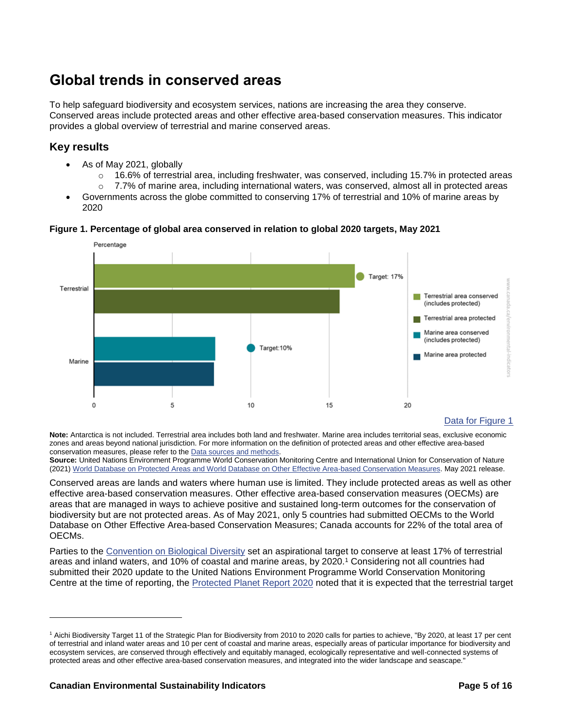# Global trends in conserved areas

To help safeguard biodiversity and ecosystem services, nations are increasing the area they conserve. Conserved areas include protected areas and other effective area-based conservation measures. This indicator provides a global overview of terrestrial and marine conserved areas.

## Key results

- As of May 2021, globally
  - 16.6% of terrestrial area, including freshwater, was conserved, including 15.7% in protected areas
  - 7.7% of marine area, including international waters, was conserved, almost all in protected areas
- Governments across the globe committed to conserving 17% of terrestrial and 10% of marine areas by 2020

**Figure 1. Percentage of global area conserved in relation to global 2020 targets, May 2021**

Data for Figure 1

**Note:** Antarctica is not included. Terrestrial area includes both land and freshwater. Marine area includes territorial seas, exclusive economic zones and areas beyond national jurisdiction. For more information on the definition of protected areas and other effective area-based conservation measures, please refer to the Data sources and methods.

**Source:** United Nations Environment Programme World Conservation Monitoring Centre and International Union for Conservation of Nature (2021) World Database on Protected Areas and World Database on Other Effective Area-based Conservation Measures. May 2021 release.

Conserved areas are lands and waters where human use is limited. They include protected areas as well as other effective area-based conservation measures. Other effective area-based conservation measures (OECMs) are areas that are managed in ways to achieve positive and sustained long-term outcomes for the conservation of biodiversity but are not protected areas. As of May 2021, only 5 countries had submitted OECMs to the World Database on Other Effective Area-based Conservation Measures; Canada accounts for 22% of the total area of OECMs.

Parties to the Convention on Biological Diversity set an aspirational target to conserve at least 17% of terrestrial areas and inland waters, and 10% of coastal and marine areas, by 2020.[1] Considering not all countries had submitted their 2020 update to the United Nations Environment Programme World Conservation Monitoring Centre at the time of reporting, the Protected Planet Report 2020 noted that it is expected that the terrestrial target

[1] Aichi Biodiversity Target 11 of the Strategic Plan for Biodiversity from 2010 to 2020 calls for parties to achieve, "By 2020, at least 17 per cent of terrestrial and inland water areas and 10 per cent of coastal and marine areas, especially areas of particular importance for biodiversity and ecosystem services, are conserved through effectively and equitably managed, ecologically representative and well-connected systems of protected areas and other effective area-based conservation measures, and integrated into the wider landscape and seascape."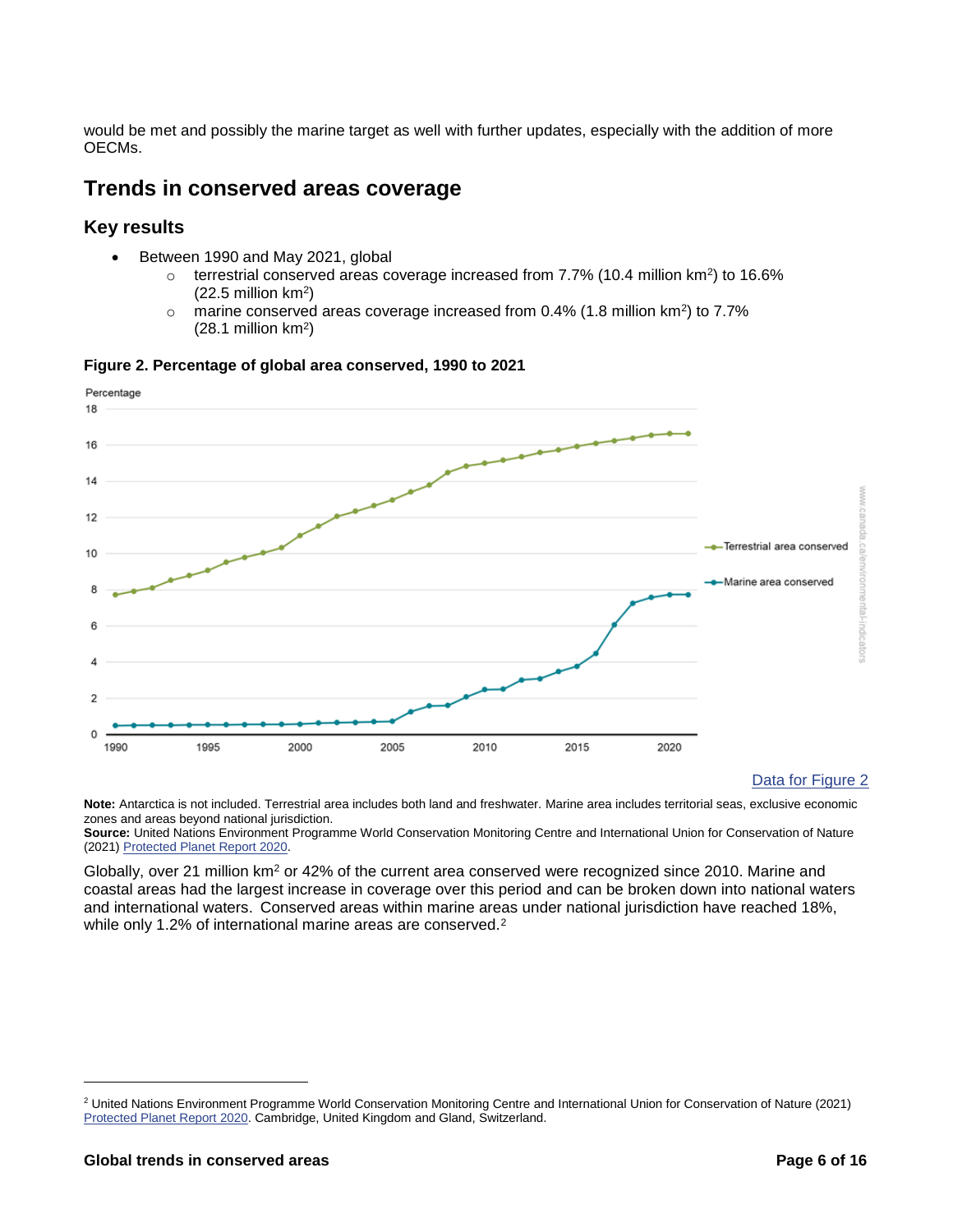would be met and possibly the marine target as well with further updates, especially with the addition of more OECMs.

## Trends in conserved areas coverage

### Key results

- Between 1990 and May 2021, global
  - terrestrial conserved areas coverage increased from 7.7% (10.4 million km$^2$) to 16.6% (22.5 million km$^2$)
  - marine conserved areas coverage increased from 0.4% (1.8 million km$^2$) to 7.7% (28.1 million km$^2$)

**Figure 2. Percentage of global area conserved, 1990 to 2021**

Data for Figure 2

**Note:** Antarctica is not included. Terrestrial area includes both land and freshwater. Marine area includes territorial seas, exclusive economic zones and areas beyond national jurisdiction.
**Source:** United Nations Environment Programme World Conservation Monitoring Centre and International Union for Conservation of Nature (2021) Protected Planet Report 2020.

Globally, over 21 million km$^2$ or 42% of the current area conserved were recognized since 2010. Marine and coastal areas had the largest increase in coverage over this period and can be broken down into national waters and international waters. Conserved areas within marine areas under national jurisdiction have reached 18%, while only 1.2% of international marine areas are conserved.[2]

[2] United Nations Environment Programme World Conservation Monitoring Centre and International Union for Conservation of Nature (2021) Protected Planet Report 2020. Cambridge, United Kingdom and Gland, Switzerland.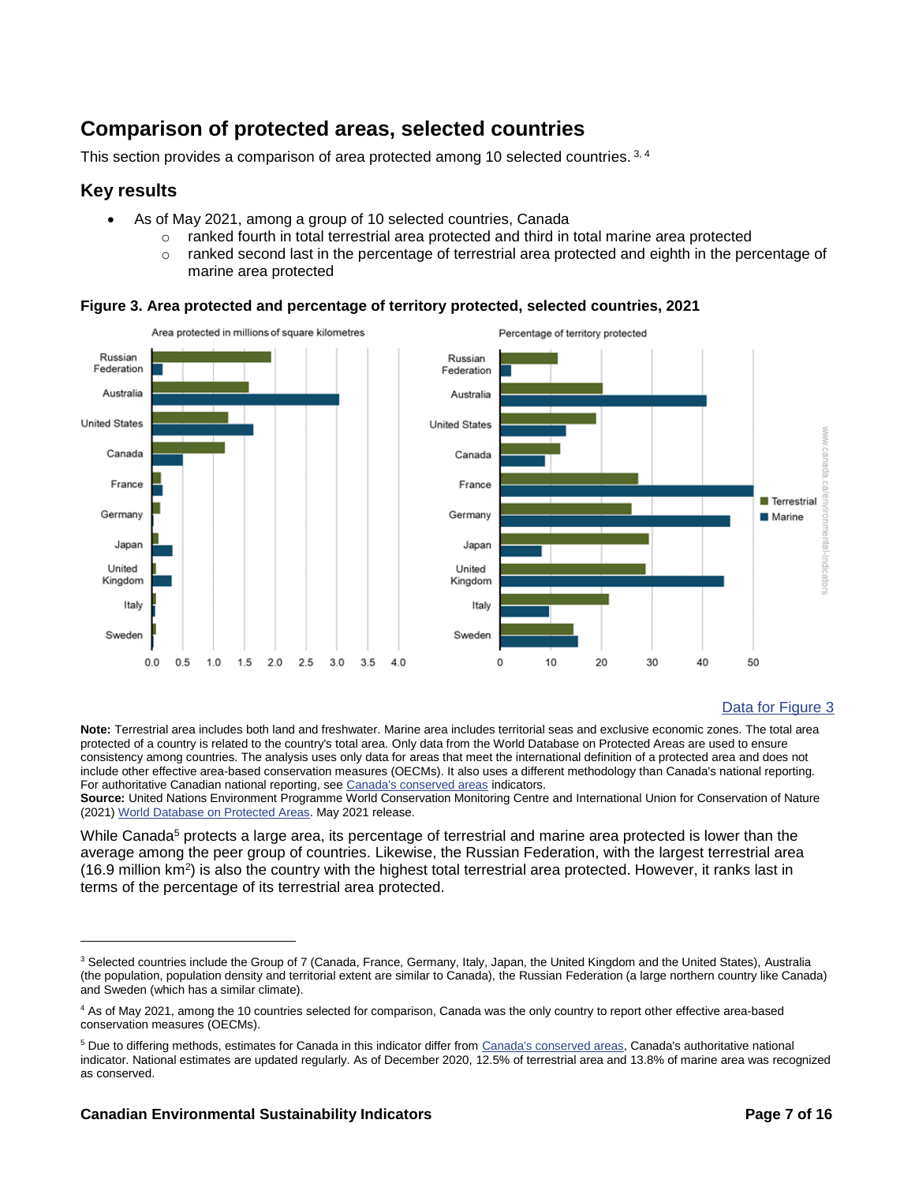## Comparison of protected areas, selected countries

This section provides a comparison of area protected among 10 selected countries.[3, 4]

### Key results

- As of May 2021, among a group of 10 selected countries, Canada
  - ranked fourth in total terrestrial area protected and third in total marine area protected
  - ranked second last in the percentage of terrestrial area protected and eighth in the percentage of marine area protected

**Figure 3. Area protected and percentage of territory protected, selected countries, 2021**

Data for Figure 3

**Note:** Terrestrial area includes both land and freshwater. Marine area includes territorial seas and exclusive economic zones. The total area protected of a country is related to the country's total area. Only data from the World Database on Protected Areas are used to ensure consistency among countries. The analysis uses only data for areas that meet the international definition of a protected area and does not include other effective area-based conservation measures (OECMs). It also uses a different methodology than Canada's national reporting. For authoritative Canadian national reporting, see Canada's conserved areas indicators.

**Source:** United Nations Environment Programme World Conservation Monitoring Centre and International Union for Conservation of Nature (2021) World Database on Protected Areas. May 2021 release.

While Canada[5] protects a large area, its percentage of terrestrial and marine area protected is lower than the average among the peer group of countries. Likewise, the Russian Federation, with the largest terrestrial area (16.9 million km$^2$) is also the country with the highest total terrestrial area protected. However, it ranks last in terms of the percentage of its terrestrial area protected.

---

[3] Selected countries include the Group of 7 (Canada, France, Germany, Italy, Japan, the United Kingdom and the United States), Australia (the population, population density and territorial extent are similar to Canada), the Russian Federation (a large northern country like Canada) and Sweden (which has a similar climate).

[4] As of May 2021, among the 10 countries selected for comparison, Canada was the only country to report other effective area-based conservation measures (OECMs).

[5] Due to differing methods, estimates for Canada in this indicator differ from Canada's conserved areas, Canada's authoritative national indicator. National estimates are updated regularly. As of December 2020, 12.5% of terrestrial area and 13.8% of marine area was recognized as conserved.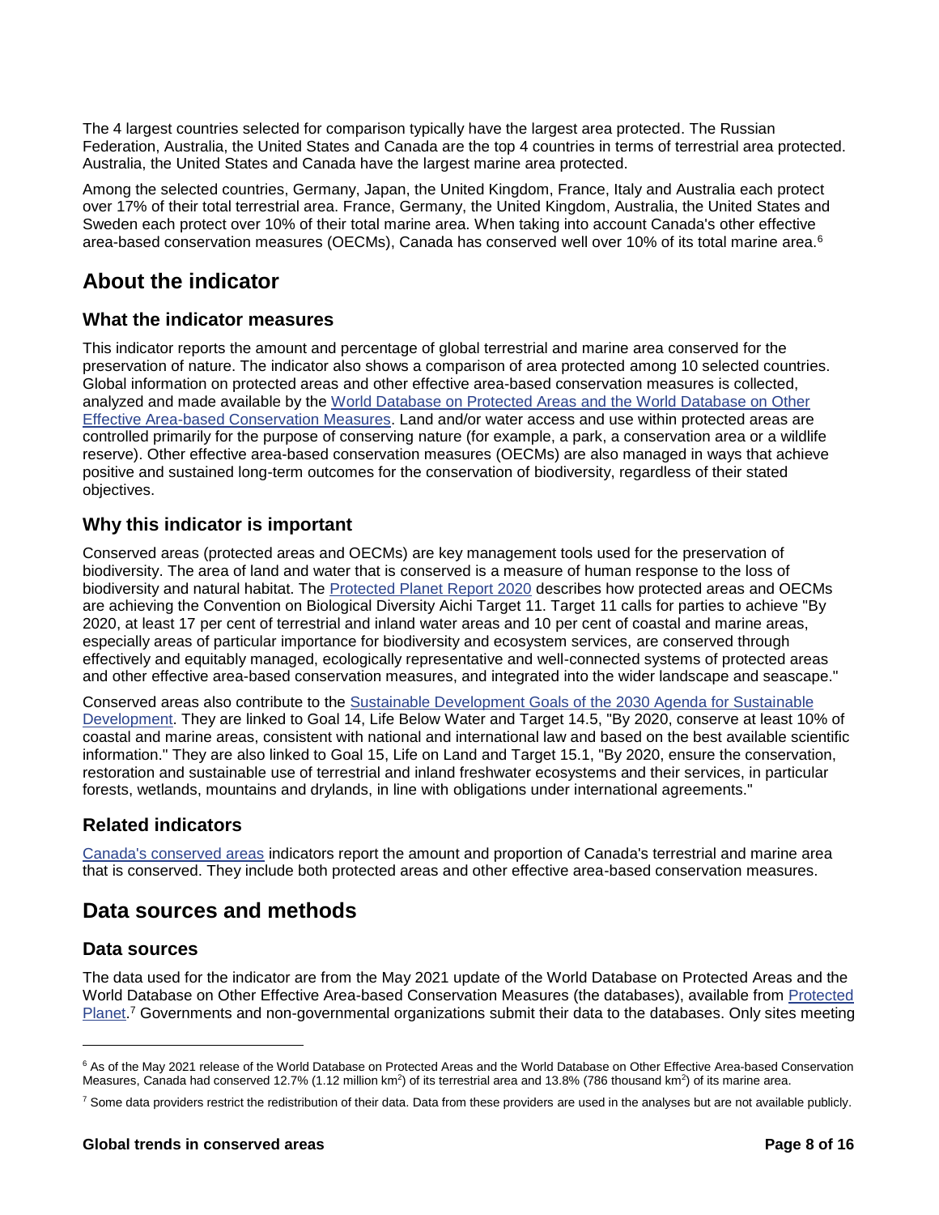The 4 largest countries selected for comparison typically have the largest area protected. The Russian Federation, Australia, the United States and Canada are the top 4 countries in terms of terrestrial area protected. Australia, the United States and Canada have the largest marine area protected.

Among the selected countries, Germany, Japan, the United Kingdom, France, Italy and Australia each protect over 17% of their total terrestrial area. France, Germany, the United Kingdom, Australia, the United States and Sweden each protect over 10% of their total marine area. When taking into account Canada's other effective area-based conservation measures (OECMs), Canada has conserved well over 10% of its total marine area.[6]

# About the indicator

## What the indicator measures

This indicator reports the amount and percentage of global terrestrial and marine area conserved for the preservation of nature. The indicator also shows a comparison of area protected among 10 selected countries. Global information on protected areas and other effective area-based conservation measures is collected, analyzed and made available by the World Database on Protected Areas and the World Database on Other Effective Area-based Conservation Measures. Land and/or water access and use within protected areas are controlled primarily for the purpose of conserving nature (for example, a park, a conservation area or a wildlife reserve). Other effective area-based conservation measures (OECMs) are also managed in ways that achieve positive and sustained long-term outcomes for the conservation of biodiversity, regardless of their stated objectives.

## Why this indicator is important

Conserved areas (protected areas and OECMs) are key management tools used for the preservation of biodiversity. The area of land and water that is conserved is a measure of human response to the loss of biodiversity and natural habitat. The Protected Planet Report 2020 describes how protected areas and OECMs are achieving the Convention on Biological Diversity Aichi Target 11. Target 11 calls for parties to achieve "By 2020, at least 17 per cent of terrestrial and inland water areas and 10 per cent of coastal and marine areas, especially areas of particular importance for biodiversity and ecosystem services, are conserved through effectively and equitably managed, ecologically representative and well-connected systems of protected areas and other effective area-based conservation measures, and integrated into the wider landscape and seascape."

Conserved areas also contribute to the Sustainable Development Goals of the 2030 Agenda for Sustainable Development. They are linked to Goal 14, Life Below Water and Target 14.5, "By 2020, conserve at least 10% of coastal and marine areas, consistent with national and international law and based on the best available scientific information." They are also linked to Goal 15, Life on Land and Target 15.1, "By 2020, ensure the conservation, restoration and sustainable use of terrestrial and inland freshwater ecosystems and their services, in particular forests, wetlands, mountains and drylands, in line with obligations under international agreements."

## Related indicators

Canada's conserved areas indicators report the amount and proportion of Canada's terrestrial and marine area that is conserved. They include both protected areas and other effective area-based conservation measures.

# Data sources and methods

## Data sources

The data used for the indicator are from the May 2021 update of the World Database on Protected Areas and the World Database on Other Effective Area-based Conservation Measures (the databases), available from Protected Planet.[7] Governments and non-governmental organizations submit their data to the databases. Only sites meeting

---

[6] As of the May 2021 release of the World Database on Protected Areas and the World Database on Other Effective Area-based Conservation Measures, Canada had conserved 12.7% (1.12 million km$^2$) of its terrestrial area and 13.8% (786 thousand km$^2$) of its marine area.

[7] Some data providers restrict the redistribution of their data. Data from these providers are used in the analyses but are not available publicly.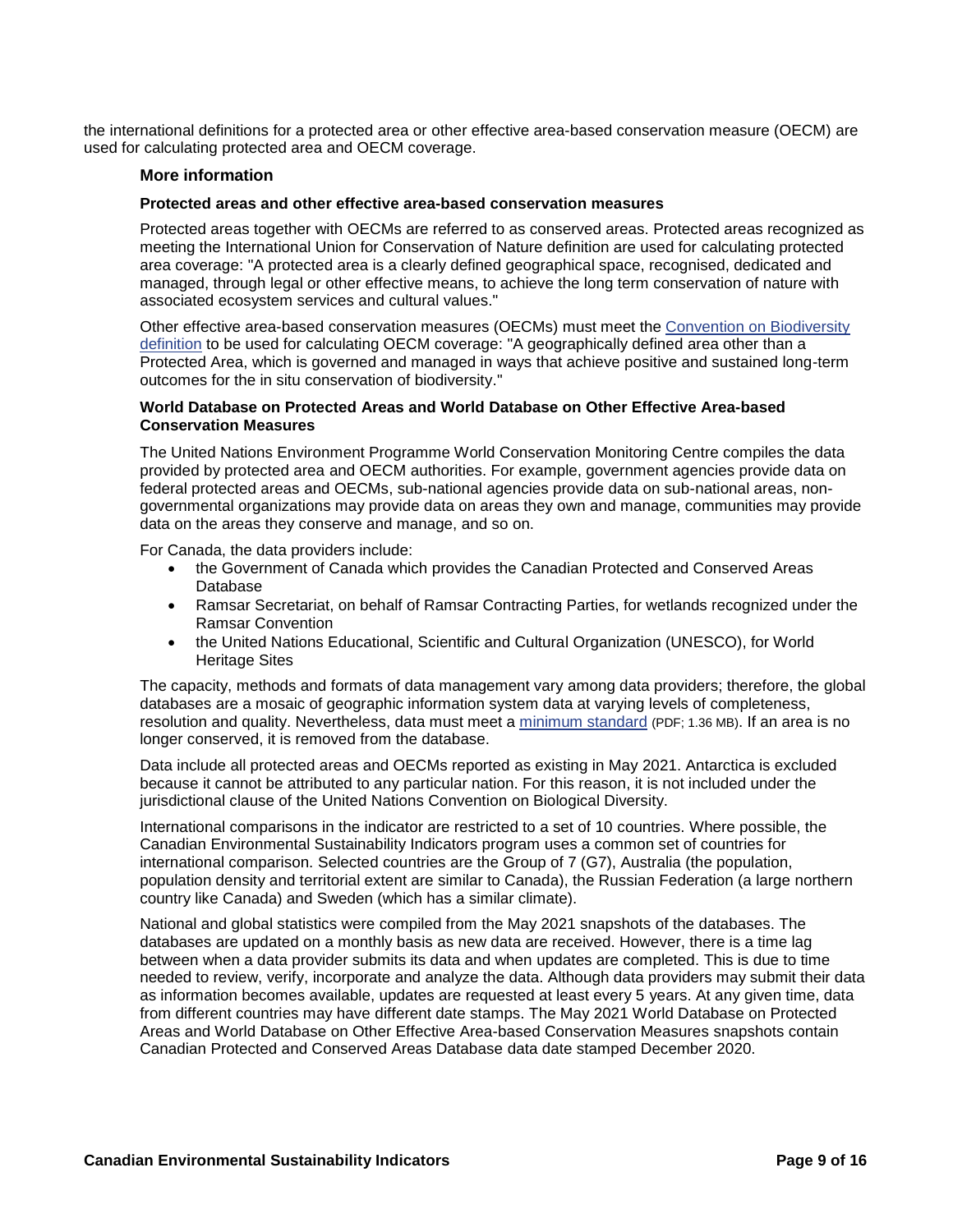the international definitions for a protected area or other effective area-based conservation measure (OECM) are used for calculating protected area and OECM coverage.

### More information

#### Protected areas and other effective area-based conservation measures

Protected areas together with OECMs are referred to as conserved areas. Protected areas recognized as meeting the International Union for Conservation of Nature definition are used for calculating protected area coverage: "A protected area is a clearly defined geographical space, recognised, dedicated and managed, through legal or other effective means, to achieve the long term conservation of nature with associated ecosystem services and cultural values."

Other effective area-based conservation measures (OECMs) must meet the Convention on Biodiversity definition to be used for calculating OECM coverage: "A geographically defined area other than a Protected Area, which is governed and managed in ways that achieve positive and sustained long-term outcomes for the in situ conservation of biodiversity."

#### World Database on Protected Areas and World Database on Other Effective Area-based Conservation Measures

The United Nations Environment Programme World Conservation Monitoring Centre compiles the data provided by protected area and OECM authorities. For example, government agencies provide data on federal protected areas and OECMs, sub-national agencies provide data on sub-national areas, non-governmental organizations may provide data on areas they own and manage, communities may provide data on the areas they conserve and manage, and so on.

For Canada, the data providers include:

- the Government of Canada which provides the Canadian Protected and Conserved Areas Database
- Ramsar Secretariat, on behalf of Ramsar Contracting Parties, for wetlands recognized under the Ramsar Convention
- the United Nations Educational, Scientific and Cultural Organization (UNESCO), for World Heritage Sites

The capacity, methods and formats of data management vary among data providers; therefore, the global databases are a mosaic of geographic information system data at varying levels of completeness, resolution and quality. Nevertheless, data must meet a minimum standard (PDF; 1.36 MB). If an area is no longer conserved, it is removed from the database.

Data include all protected areas and OECMs reported as existing in May 2021. Antarctica is excluded because it cannot be attributed to any particular nation. For this reason, it is not included under the jurisdictional clause of the United Nations Convention on Biological Diversity.

International comparisons in the indicator are restricted to a set of 10 countries. Where possible, the Canadian Environmental Sustainability Indicators program uses a common set of countries for international comparison. Selected countries are the Group of 7 (G7), Australia (the population, population density and territorial extent are similar to Canada), the Russian Federation (a large northern country like Canada) and Sweden (which has a similar climate).

National and global statistics were compiled from the May 2021 snapshots of the databases. The databases are updated on a monthly basis as new data are received. However, there is a time lag between when a data provider submits its data and when updates are completed. This is due to time needed to review, verify, incorporate and analyze the data. Although data providers may submit their data as information becomes available, updates are requested at least every 5 years. At any given time, data from different countries may have different date stamps. The May 2021 World Database on Protected Areas and World Database on Other Effective Area-based Conservation Measures snapshots contain Canadian Protected and Conserved Areas Database data date stamped December 2020.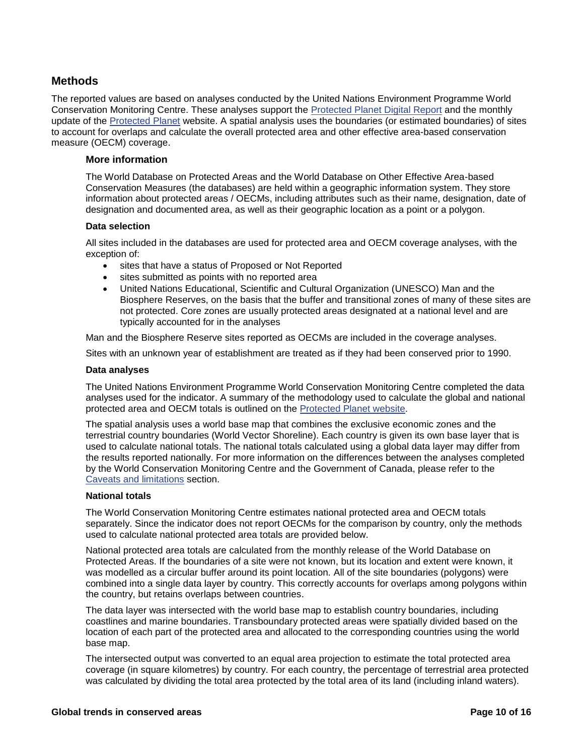## Methods

The reported values are based on analyses conducted by the United Nations Environment Programme World Conservation Monitoring Centre. These analyses support the [Protected Planet Digital Report]() and the monthly update of the [Protected Planet]() website. A spatial analysis uses the boundaries (or estimated boundaries) of sites to account for overlaps and calculate the overall protected area and other effective area-based conservation measure (OECM) coverage.

### More information

The World Database on Protected Areas and the World Database on Other Effective Area-based Conservation Measures (the databases) are held within a geographic information system. They store information about protected areas / OECMs, including attributes such as their name, designation, date of designation and documented area, as well as their geographic location as a point or a polygon.

#### Data selection

All sites included in the databases are used for protected area and OECM coverage analyses, with the exception of:

- sites that have a status of Proposed or Not Reported
- sites submitted as points with no reported area
- United Nations Educational, Scientific and Cultural Organization (UNESCO) Man and the Biosphere Reserves, on the basis that the buffer and transitional zones of many of these sites are not protected. Core zones are usually protected areas designated at a national level and are typically accounted for in the analyses

Man and the Biosphere Reserve sites reported as OECMs are included in the coverage analyses.

Sites with an unknown year of establishment are treated as if they had been conserved prior to 1990.

#### Data analyses

The United Nations Environment Programme World Conservation Monitoring Centre completed the data analyses used for the indicator. A summary of the methodology used to calculate the global and national protected area and OECM totals is outlined on the [Protected Planet website]().

The spatial analysis uses a world base map that combines the exclusive economic zones and the terrestrial country boundaries (World Vector Shoreline). Each country is given its own base layer that is used to calculate national totals. The national totals calculated using a global data layer may differ from the results reported nationally. For more information on the differences between the analyses completed by the World Conservation Monitoring Centre and the Government of Canada, please refer to the [Caveats and limitations]() section.

#### National totals

The World Conservation Monitoring Centre estimates national protected area and OECM totals separately. Since the indicator does not report OECMs for the comparison by country, only the methods used to calculate national protected area totals are provided below.

National protected area totals are calculated from the monthly release of the World Database on Protected Areas. If the boundaries of a site were not known, but its location and extent were known, it was modelled as a circular buffer around its point location. All of the site boundaries (polygons) were combined into a single data layer by country. This correctly accounts for overlaps among polygons within the country, but retains overlaps between countries.

The data layer was intersected with the world base map to establish country boundaries, including coastlines and marine boundaries. Transboundary protected areas were spatially divided based on the location of each part of the protected area and allocated to the corresponding countries using the world base map.

The intersected output was converted to an equal area projection to estimate the total protected area coverage (in square kilometres) by country. For each country, the percentage of terrestrial area protected was calculated by dividing the total area protected by the total area of its land (including inland waters).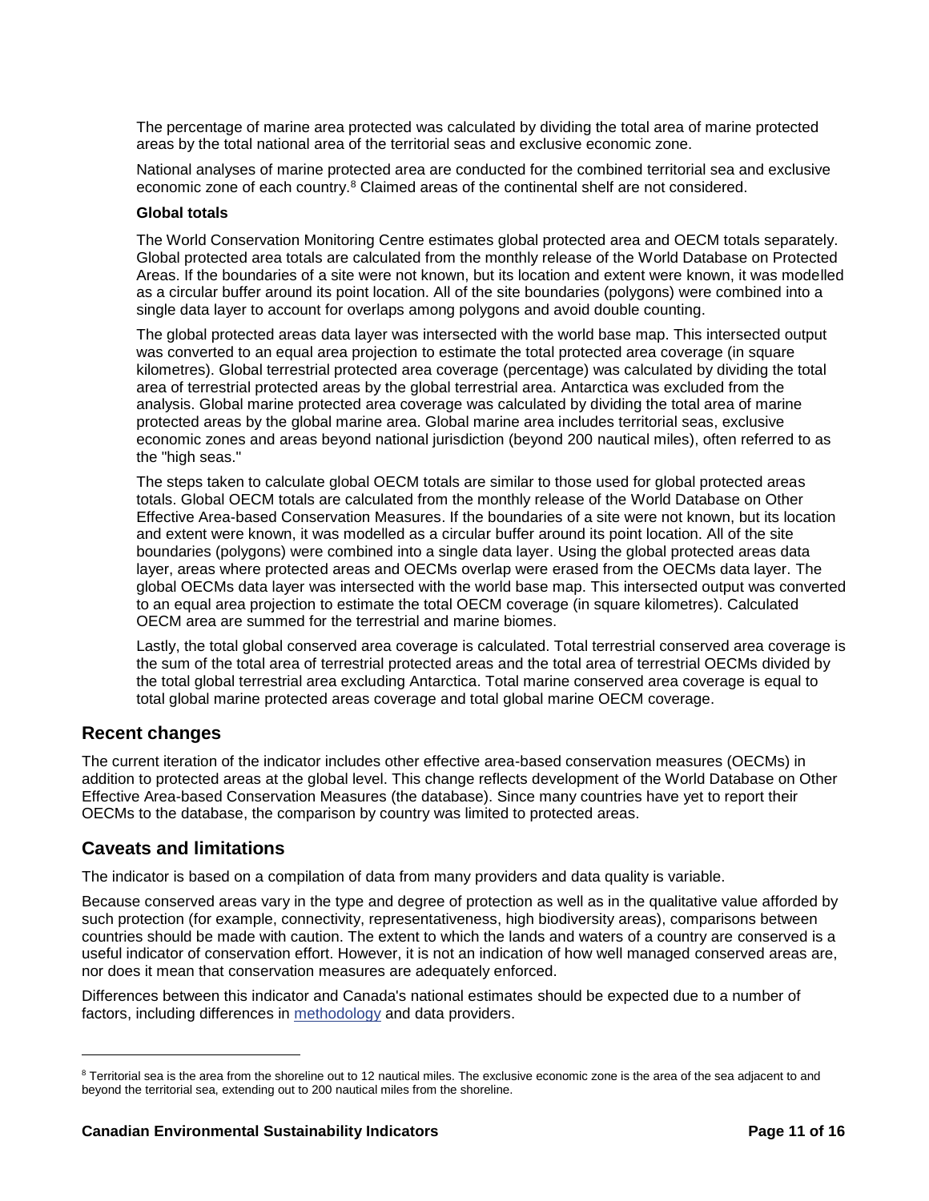The percentage of marine area protected was calculated by dividing the total area of marine protected areas by the total national area of the territorial seas and exclusive economic zone.

National analyses of marine protected area are conducted for the combined territorial sea and exclusive economic zone of each country.[8] Claimed areas of the continental shelf are not considered.

**Global totals**

The World Conservation Monitoring Centre estimates global protected area and OECM totals separately. Global protected area totals are calculated from the monthly release of the World Database on Protected Areas. If the boundaries of a site were not known, but its location and extent were known, it was modelled as a circular buffer around its point location. All of the site boundaries (polygons) were combined into a single data layer to account for overlaps among polygons and avoid double counting.

The global protected areas data layer was intersected with the world base map. This intersected output was converted to an equal area projection to estimate the total protected area coverage (in square kilometres). Global terrestrial protected area coverage (percentage) was calculated by dividing the total area of terrestrial protected areas by the global terrestrial area. Antarctica was excluded from the analysis. Global marine protected area coverage was calculated by dividing the total area of marine protected areas by the global marine area. Global marine area includes territorial seas, exclusive economic zones and areas beyond national jurisdiction (beyond 200 nautical miles), often referred to as the "high seas."

The steps taken to calculate global OECM totals are similar to those used for global protected areas totals. Global OECM totals are calculated from the monthly release of the World Database on Other Effective Area-based Conservation Measures. If the boundaries of a site were not known, but its location and extent were known, it was modelled as a circular buffer around its point location. All of the site boundaries (polygons) were combined into a single data layer. Using the global protected areas data layer, areas where protected areas and OECMs overlap were erased from the OECMs data layer. The global OECMs data layer was intersected with the world base map. This intersected output was converted to an equal area projection to estimate the total OECM coverage (in square kilometres). Calculated OECM area are summed for the terrestrial and marine biomes.

Lastly, the total global conserved area coverage is calculated. Total terrestrial conserved area coverage is the sum of the total area of terrestrial protected areas and the total area of terrestrial OECMs divided by the total global terrestrial area excluding Antarctica. Total marine conserved area coverage is equal to total global marine protected areas coverage and total global marine OECM coverage.

## Recent changes

The current iteration of the indicator includes other effective area-based conservation measures (OECMs) in addition to protected areas at the global level. This change reflects development of the World Database on Other Effective Area-based Conservation Measures (the database). Since many countries have yet to report their OECMs to the database, the comparison by country was limited to protected areas.

## Caveats and limitations

The indicator is based on a compilation of data from many providers and data quality is variable.

Because conserved areas vary in the type and degree of protection as well as in the qualitative value afforded by such protection (for example, connectivity, representativeness, high biodiversity areas), comparisons between countries should be made with caution. The extent to which the lands and waters of a country are conserved is a useful indicator of conservation effort. However, it is not an indication of how well managed conserved areas are, nor does it mean that conservation measures are adequately enforced.

Differences between this indicator and Canada's national estimates should be expected due to a number of factors, including differences in methodology and data providers.

---

[8] Territorial sea is the area from the shoreline out to 12 nautical miles. The exclusive economic zone is the area of the sea adjacent to and beyond the territorial sea, extending out to 200 nautical miles from the shoreline.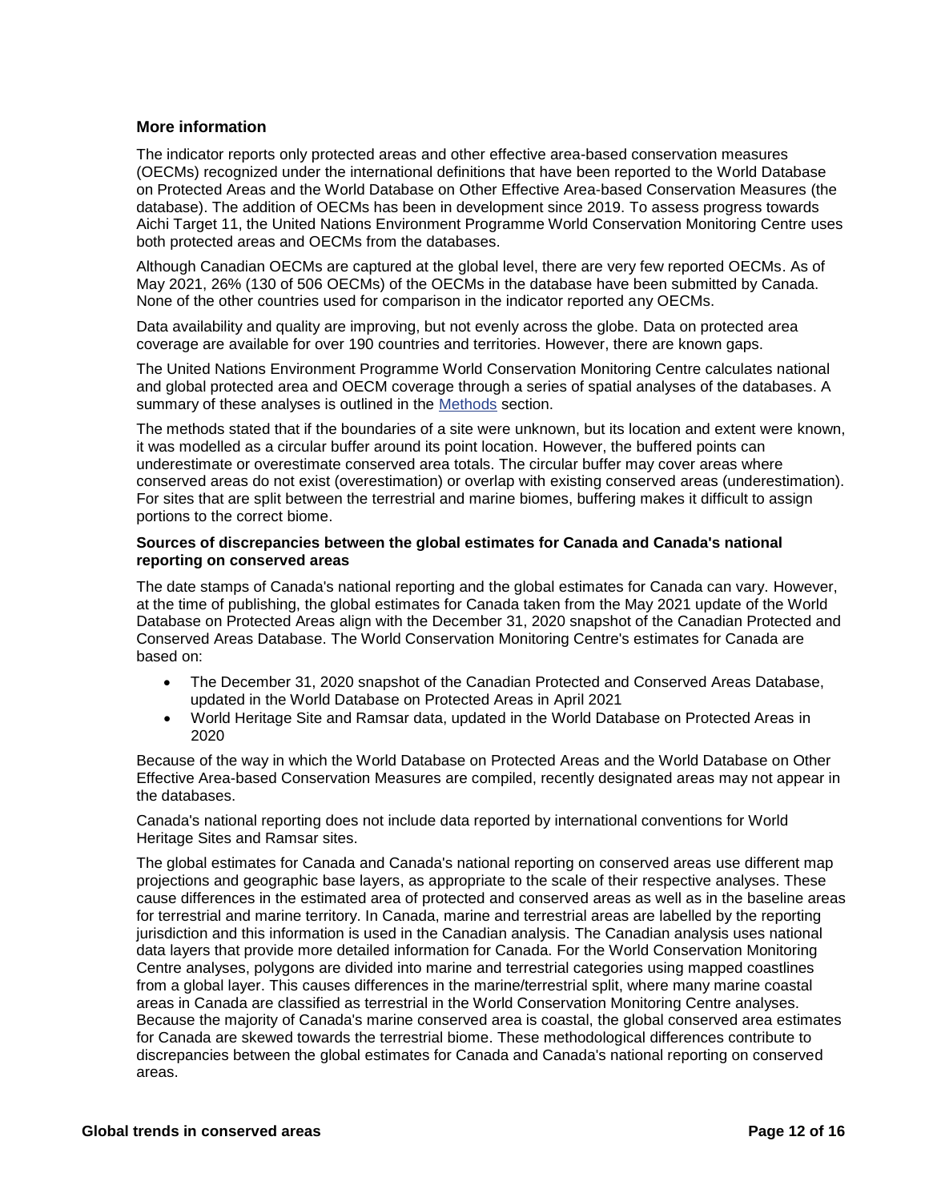## More information

The indicator reports only protected areas and other effective area-based conservation measures (OECMs) recognized under the international definitions that have been reported to the World Database on Protected Areas and the World Database on Other Effective Area-based Conservation Measures (the database). The addition of OECMs has been in development since 2019. To assess progress towards Aichi Target 11, the United Nations Environment Programme World Conservation Monitoring Centre uses both protected areas and OECMs from the databases.

Although Canadian OECMs are captured at the global level, there are very few reported OECMs. As of May 2021, 26% (130 of 506 OECMs) of the OECMs in the database have been submitted by Canada. None of the other countries used for comparison in the indicator reported any OECMs.

Data availability and quality are improving, but not evenly across the globe. Data on protected area coverage are available for over 190 countries and territories. However, there are known gaps.

The United Nations Environment Programme World Conservation Monitoring Centre calculates national and global protected area and OECM coverage through a series of spatial analyses of the databases. A summary of these analyses is outlined in the Methods section.

The methods stated that if the boundaries of a site were unknown, but its location and extent were known, it was modelled as a circular buffer around its point location. However, the buffered points can underestimate or overestimate conserved area totals. The circular buffer may cover areas where conserved areas do not exist (overestimation) or overlap with existing conserved areas (underestimation). For sites that are split between the terrestrial and marine biomes, buffering makes it difficult to assign portions to the correct biome.

### Sources of discrepancies between the global estimates for Canada and Canada's national reporting on conserved areas

The date stamps of Canada's national reporting and the global estimates for Canada can vary. However, at the time of publishing, the global estimates for Canada taken from the May 2021 update of the World Database on Protected Areas align with the December 31, 2020 snapshot of the Canadian Protected and Conserved Areas Database. The World Conservation Monitoring Centre's estimates for Canada are based on:

- The December 31, 2020 snapshot of the Canadian Protected and Conserved Areas Database, updated in the World Database on Protected Areas in April 2021
- World Heritage Site and Ramsar data, updated in the World Database on Protected Areas in 2020

Because of the way in which the World Database on Protected Areas and the World Database on Other Effective Area-based Conservation Measures are compiled, recently designated areas may not appear in the databases.

Canada's national reporting does not include data reported by international conventions for World Heritage Sites and Ramsar sites.

The global estimates for Canada and Canada's national reporting on conserved areas use different map projections and geographic base layers, as appropriate to the scale of their respective analyses. These cause differences in the estimated area of protected and conserved areas as well as in the baseline areas for terrestrial and marine territory. In Canada, marine and terrestrial areas are labelled by the reporting jurisdiction and this information is used in the Canadian analysis. The Canadian analysis uses national data layers that provide more detailed information for Canada. For the World Conservation Monitoring Centre analyses, polygons are divided into marine and terrestrial categories using mapped coastlines from a global layer. This causes differences in the marine/terrestrial split, where many marine coastal areas in Canada are classified as terrestrial in the World Conservation Monitoring Centre analyses. Because the majority of Canada's marine conserved area is coastal, the global conserved area estimates for Canada are skewed towards the terrestrial biome. These methodological differences contribute to discrepancies between the global estimates for Canada and Canada's national reporting on conserved areas.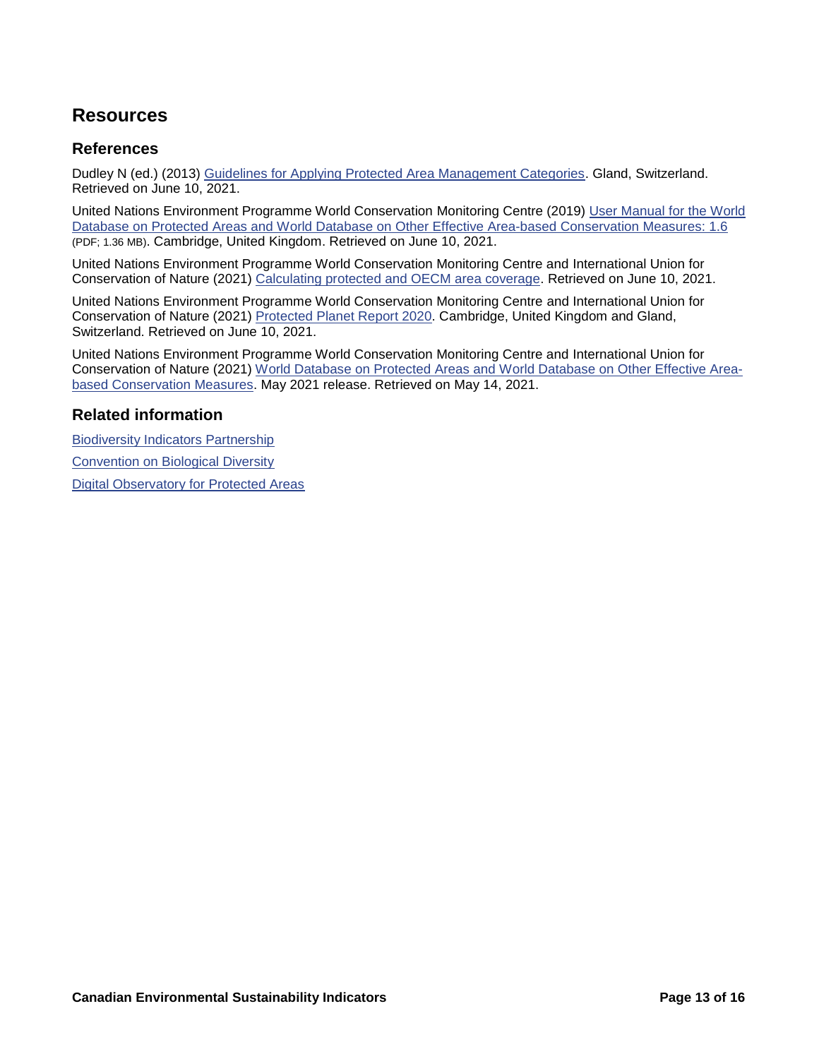## Resources

### References

Dudley N (ed.) (2013) Guidelines for Applying Protected Area Management Categories. Gland, Switzerland. Retrieved on June 10, 2021.

United Nations Environment Programme World Conservation Monitoring Centre (2019) User Manual for the World Database on Protected Areas and World Database on Other Effective Area-based Conservation Measures: 1.6 (PDF; 1.36 MB). Cambridge, United Kingdom. Retrieved on June 10, 2021.

United Nations Environment Programme World Conservation Monitoring Centre and International Union for Conservation of Nature (2021) Calculating protected and OECM area coverage. Retrieved on June 10, 2021.

United Nations Environment Programme World Conservation Monitoring Centre and International Union for Conservation of Nature (2021) Protected Planet Report 2020. Cambridge, United Kingdom and Gland, Switzerland. Retrieved on June 10, 2021.

United Nations Environment Programme World Conservation Monitoring Centre and International Union for Conservation of Nature (2021) World Database on Protected Areas and World Database on Other Effective Area-based Conservation Measures. May 2021 release. Retrieved on May 14, 2021.

### Related information

Biodiversity Indicators Partnership

Convention on Biological Diversity

Digital Observatory for Protected Areas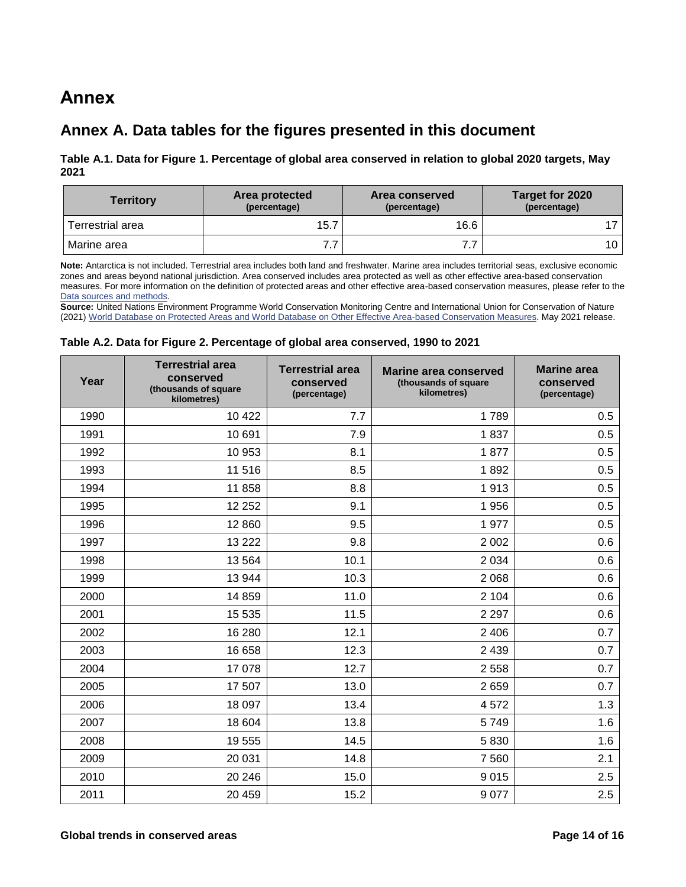# Annex

## Annex A. Data tables for the figures presented in this document

**Table A.1. Data for Figure 1. Percentage of global area conserved in relation to global 2020 targets, May 2021**

| Territory | Area protected (percentage) | Area conserved (percentage) | Target for 2020 (percentage) |
|---|---|---|---|
| Terrestrial area | 15.7 | 16.6 | 17 |
| Marine area | 7.7 | 7.7 | 10 |

**Note:** Antarctica is not included. Terrestrial area includes both land and freshwater. Marine area includes territorial seas, exclusive economic zones and areas beyond national jurisdiction. Area conserved includes area protected as well as other effective area-based conservation measures. For more information on the definition of protected areas and other effective area-based conservation measures, please refer to the Data sources and methods.

**Source:** United Nations Environment Programme World Conservation Monitoring Centre and International Union for Conservation of Nature (2021) World Database on Protected Areas and World Database on Other Effective Area-based Conservation Measures. May 2021 release.

**Table A.2. Data for Figure 2. Percentage of global area conserved, 1990 to 2021**

| Year | Terrestrial area conserved (thousands of square kilometres) | Terrestrial area conserved (percentage) | Marine area conserved (thousands of square kilometres) | Marine area conserved (percentage) |
|---|---|---|---|---|
| 1990 | 10 422 | 7.7 | 1 789 | 0.5 |
| 1991 | 10 691 | 7.9 | 1 837 | 0.5 |
| 1992 | 10 953 | 8.1 | 1 877 | 0.5 |
| 1993 | 11 516 | 8.5 | 1 892 | 0.5 |
| 1994 | 11 858 | 8.8 | 1 913 | 0.5 |
| 1995 | 12 252 | 9.1 | 1 956 | 0.5 |
| 1996 | 12 860 | 9.5 | 1 977 | 0.5 |
| 1997 | 13 222 | 9.8 | 2 002 | 0.6 |
| 1998 | 13 564 | 10.1 | 2 034 | 0.6 |
| 1999 | 13 944 | 10.3 | 2 068 | 0.6 |
| 2000 | 14 859 | 11.0 | 2 104 | 0.6 |
| 2001 | 15 535 | 11.5 | 2 297 | 0.6 |
| 2002 | 16 280 | 12.1 | 2 406 | 0.7 |
| 2003 | 16 658 | 12.3 | 2 439 | 0.7 |
| 2004 | 17 078 | 12.7 | 2 558 | 0.7 |
| 2005 | 17 507 | 13.0 | 2 659 | 0.7 |
| 2006 | 18 097 | 13.4 | 4 572 | 1.3 |
| 2007 | 18 604 | 13.8 | 5 749 | 1.6 |
| 2008 | 19 555 | 14.5 | 5 830 | 1.6 |
| 2009 | 20 031 | 14.8 | 7 560 | 2.1 |
| 2010 | 20 246 | 15.0 | 9 015 | 2.5 |
| 2011 | 20 459 | 15.2 | 9 077 | 2.5 |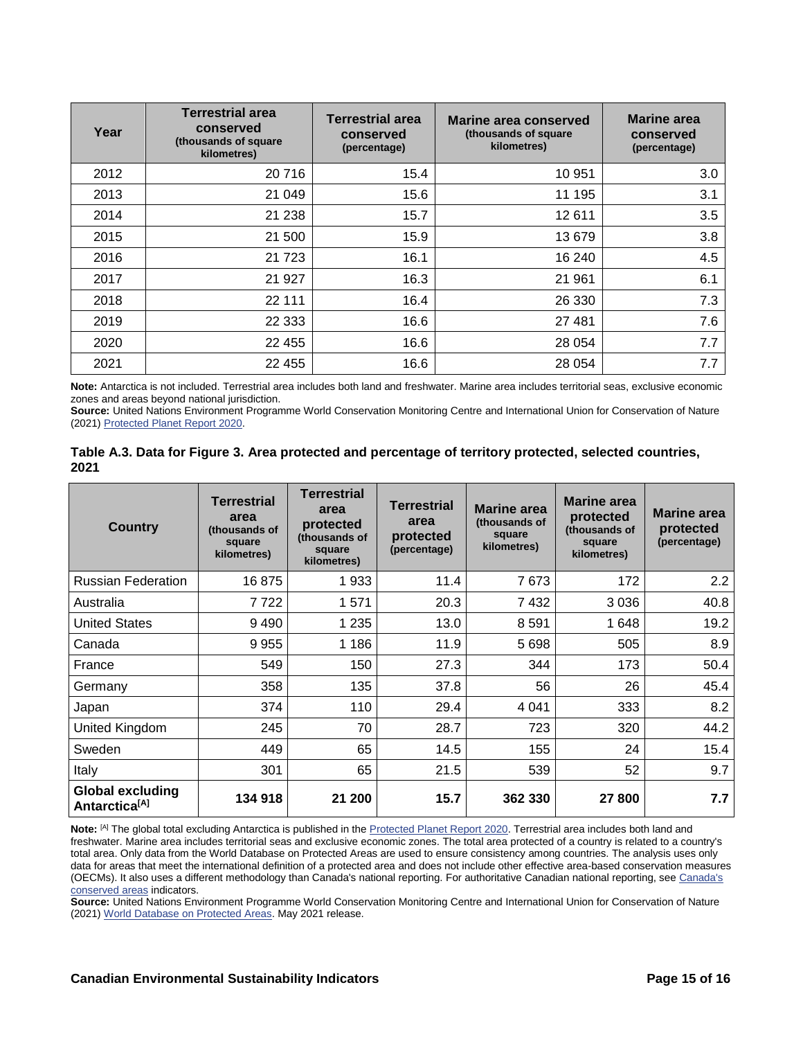| Year | Terrestrial area conserved (thousands of square kilometres) | Terrestrial area conserved (percentage) | Marine area conserved (thousands of square kilometres) | Marine area conserved (percentage) |
|---|---|---|---|---|
| 2012 | 20 716 | 15.4 | 10 951 | 3.0 |
| 2013 | 21 049 | 15.6 | 11 195 | 3.1 |
| 2014 | 21 238 | 15.7 | 12 611 | 3.5 |
| 2015 | 21 500 | 15.9 | 13 679 | 3.8 |
| 2016 | 21 723 | 16.1 | 16 240 | 4.5 |
| 2017 | 21 927 | 16.3 | 21 961 | 6.1 |
| 2018 | 22 111 | 16.4 | 26 330 | 7.3 |
| 2019 | 22 333 | 16.6 | 27 481 | 7.6 |
| 2020 | 22 455 | 16.6 | 28 054 | 7.7 |
| 2021 | 22 455 | 16.6 | 28 054 | 7.7 |

**Note:** Antarctica is not included. Terrestrial area includes both land and freshwater. Marine area includes territorial seas, exclusive economic zones and areas beyond national jurisdiction.
**Source:** United Nations Environment Programme World Conservation Monitoring Centre and International Union for Conservation of Nature (2021) Protected Planet Report 2020.

**Table A.3. Data for Figure 3. Area protected and percentage of territory protected, selected countries, 2021**

| Country | Terrestrial area (thousands of square kilometres) | Terrestrial area protected (thousands of square kilometres) | Terrestrial area protected (percentage) | Marine area (thousands of square kilometres) | Marine area protected (thousands of square kilometres) | Marine area protected (percentage) |
|---|---|---|---|---|---|---|
| Russian Federation | 16 875 | 1 933 | 11.4 | 7 673 | 172 | 2.2 |
| Australia | 7 722 | 1 571 | 20.3 | 7 432 | 3 036 | 40.8 |
| United States | 9 490 | 1 235 | 13.0 | 8 591 | 1 648 | 19.2 |
| Canada | 9 955 | 1 186 | 11.9 | 5 698 | 505 | 8.9 |
| France | 549 | 150 | 27.3 | 344 | 173 | 50.4 |
| Germany | 358 | 135 | 37.8 | 56 | 26 | 45.4 |
| Japan | 374 | 110 | 29.4 | 4 041 | 333 | 8.2 |
| United Kingdom | 245 | 70 | 28.7 | 723 | 320 | 44.2 |
| Sweden | 449 | 65 | 14.5 | 155 | 24 | 15.4 |
| Italy | 301 | 65 | 21.5 | 539 | 52 | 9.7 |
| **Global excluding Antarctica[A]** | **134 918** | **21 200** | **15.7** | **362 330** | **27 800** | **7.7** |

**Note:** [A] The global total excluding Antarctica is published in the Protected Planet Report 2020. Terrestrial area includes both land and freshwater. Marine area includes territorial seas and exclusive economic zones. The total area protected of a country is related to a country's total area. Only data from the World Database on Protected Areas are used to ensure consistency among countries. The analysis uses only data for areas that meet the international definition of a protected area and does not include other effective area-based conservation measures (OECMs). It also uses a different methodology than Canada's national reporting. For authoritative Canadian national reporting, see Canada's conserved areas indicators.
**Source:** United Nations Environment Programme World Conservation Monitoring Centre and International Union for Conservation of Nature (2021) World Database on Protected Areas. May 2021 release.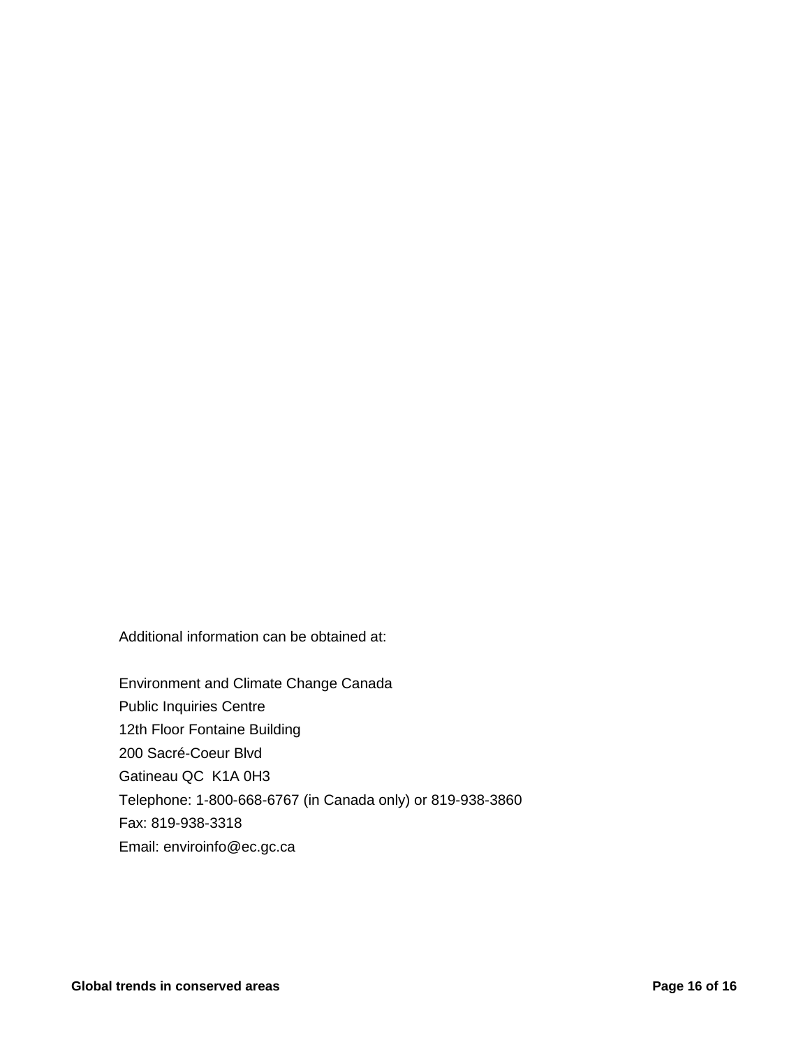Additional information can be obtained at:

Environment and Climate Change Canada  
Public Inquiries Centre  
12th Floor Fontaine Building  
200 Sacré-Coeur Blvd  
Gatineau QC  K1A 0H3  
Telephone: 1-800-668-6767 (in Canada only) or 819-938-3860  
Fax: 819-938-3318  
Email: enviroinfo@ec.gc.ca